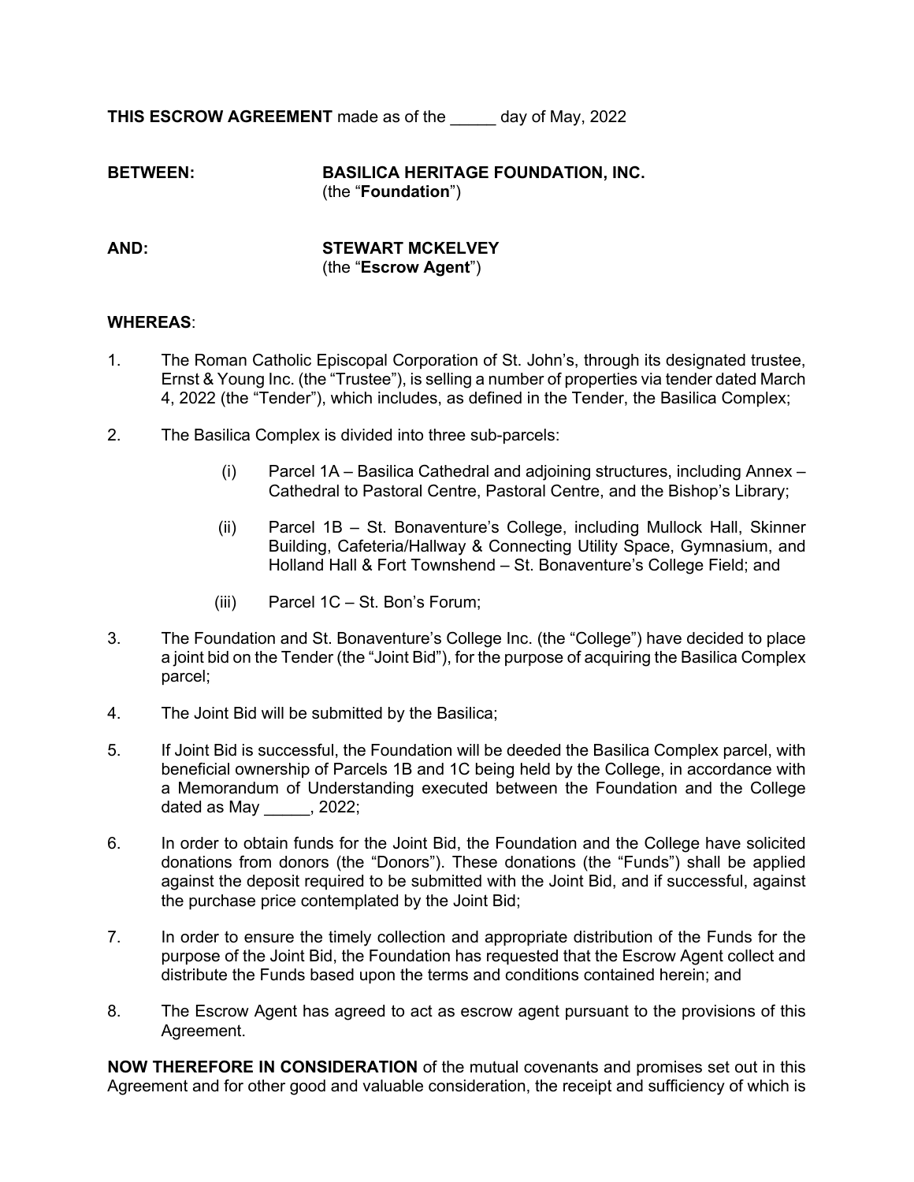**THIS ESCROW AGREEMENT** made as of the _____ day of May, 2022

**BETWEEN:** **BASILICA HERITAGE FOUNDATION, INC.**
(the "**Foundation**")

**AND:** **STEWART MCKELVEY**
(the "**Escrow Agent**")

**WHEREAS**:

1. The Roman Catholic Episcopal Corporation of St. John's, through its designated trustee, Ernst & Young Inc. (the "Trustee"), is selling a number of properties via tender dated March 4, 2022 (the "Tender"), which includes, as defined in the Tender, the Basilica Complex;

2. The Basilica Complex is divided into three sub-parcels:

   (i) Parcel 1A – Basilica Cathedral and adjoining structures, including Annex – Cathedral to Pastoral Centre, Pastoral Centre, and the Bishop's Library;

   (ii) Parcel 1B – St. Bonaventure's College, including Mullock Hall, Skinner Building, Cafeteria/Hallway & Connecting Utility Space, Gymnasium, and Holland Hall & Fort Townshend – St. Bonaventure's College Field; and

   (iii) Parcel 1C – St. Bon's Forum;

3. The Foundation and St. Bonaventure's College Inc. (the "College") have decided to place a joint bid on the Tender (the "Joint Bid"), for the purpose of acquiring the Basilica Complex parcel;

4. The Joint Bid will be submitted by the Basilica;

5. If Joint Bid is successful, the Foundation will be deeded the Basilica Complex parcel, with beneficial ownership of Parcels 1B and 1C being held by the College, in accordance with a Memorandum of Understanding executed between the Foundation and the College dated as May _____, 2022;

6. In order to obtain funds for the Joint Bid, the Foundation and the College have solicited donations from donors (the "Donors"). These donations (the "Funds") shall be applied against the deposit required to be submitted with the Joint Bid, and if successful, against the purchase price contemplated by the Joint Bid;

7. In order to ensure the timely collection and appropriate distribution of the Funds for the purpose of the Joint Bid, the Foundation has requested that the Escrow Agent collect and distribute the Funds based upon the terms and conditions contained herein; and

8. The Escrow Agent has agreed to act as escrow agent pursuant to the provisions of this Agreement.

**NOW THEREFORE IN CONSIDERATION** of the mutual covenants and promises set out in this Agreement and for other good and valuable consideration, the receipt and sufficiency of which is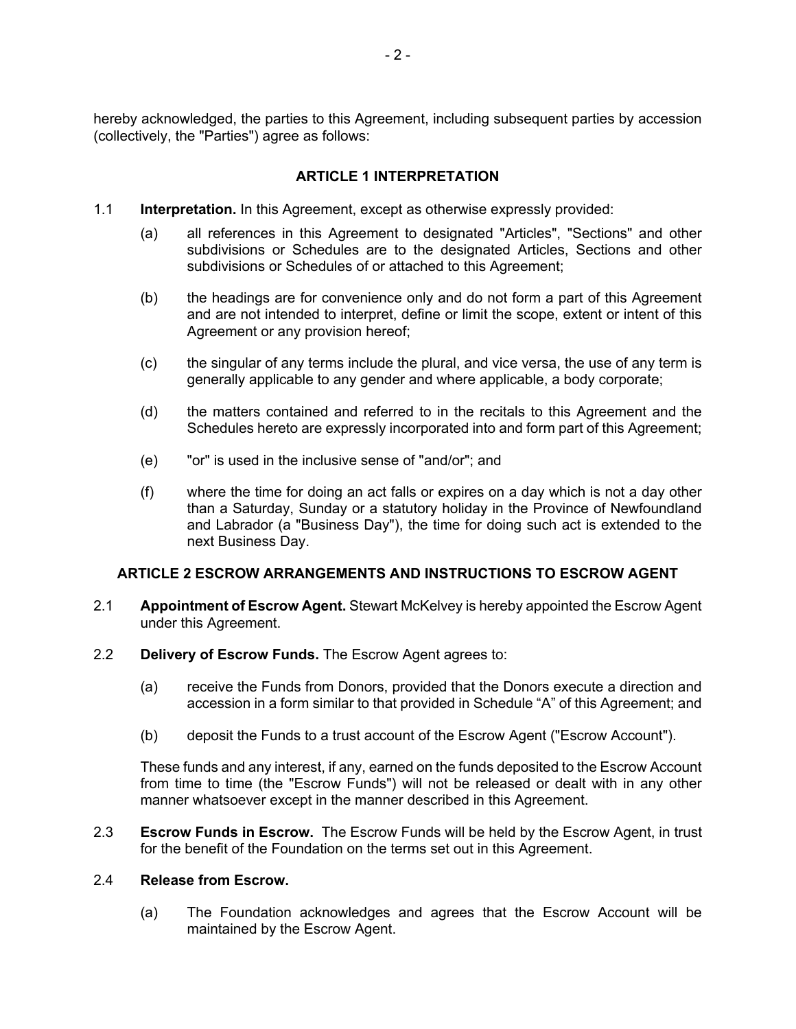hereby acknowledged, the parties to this Agreement, including subsequent parties by accession (collectively, the "Parties") agree as follows:

## ARTICLE 1 INTERPRETATION

1.1 **Interpretation.** In this Agreement, except as otherwise expressly provided:

(a) all references in this Agreement to designated "Articles", "Sections" and other subdivisions or Schedules are to the designated Articles, Sections and other subdivisions or Schedules of or attached to this Agreement;

(b) the headings are for convenience only and do not form a part of this Agreement and are not intended to interpret, define or limit the scope, extent or intent of this Agreement or any provision hereof;

(c) the singular of any terms include the plural, and vice versa, the use of any term is generally applicable to any gender and where applicable, a body corporate;

(d) the matters contained and referred to in the recitals to this Agreement and the Schedules hereto are expressly incorporated into and form part of this Agreement;

(e) "or" is used in the inclusive sense of "and/or"; and

(f) where the time for doing an act falls or expires on a day which is not a day other than a Saturday, Sunday or a statutory holiday in the Province of Newfoundland and Labrador (a "Business Day"), the time for doing such act is extended to the next Business Day.

## ARTICLE 2 ESCROW ARRANGEMENTS AND INSTRUCTIONS TO ESCROW AGENT

2.1 **Appointment of Escrow Agent.** Stewart McKelvey is hereby appointed the Escrow Agent under this Agreement.

2.2 **Delivery of Escrow Funds.** The Escrow Agent agrees to:

(a) receive the Funds from Donors, provided that the Donors execute a direction and accession in a form similar to that provided in Schedule "A" of this Agreement; and

(b) deposit the Funds to a trust account of the Escrow Agent ("Escrow Account").

These funds and any interest, if any, earned on the funds deposited to the Escrow Account from time to time (the "Escrow Funds") will not be released or dealt with in any other manner whatsoever except in the manner described in this Agreement.

2.3 **Escrow Funds in Escrow.** The Escrow Funds will be held by the Escrow Agent, in trust for the benefit of the Foundation on the terms set out in this Agreement.

2.4 **Release from Escrow.**

(a) The Foundation acknowledges and agrees that the Escrow Account will be maintained by the Escrow Agent.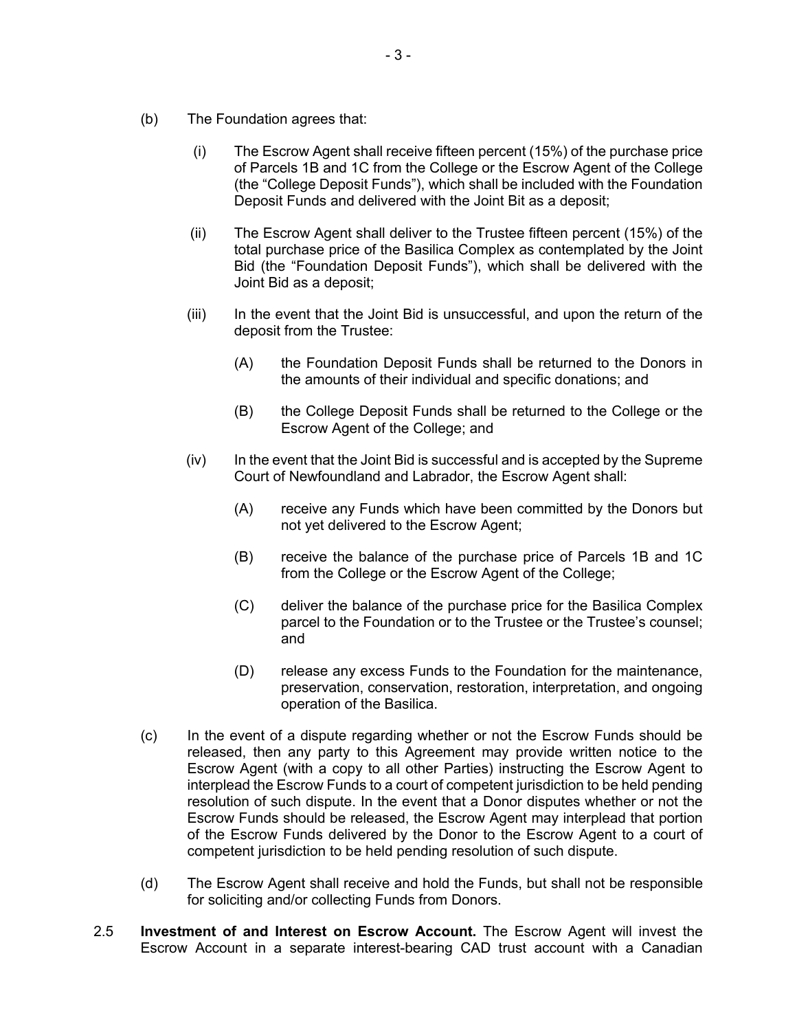(b) The Foundation agrees that:

(i) The Escrow Agent shall receive fifteen percent (15%) of the purchase price of Parcels 1B and 1C from the College or the Escrow Agent of the College (the "College Deposit Funds"), which shall be included with the Foundation Deposit Funds and delivered with the Joint Bit as a deposit;

(ii) The Escrow Agent shall deliver to the Trustee fifteen percent (15%) of the total purchase price of the Basilica Complex as contemplated by the Joint Bid (the "Foundation Deposit Funds"), which shall be delivered with the Joint Bid as a deposit;

(iii) In the event that the Joint Bid is unsuccessful, and upon the return of the deposit from the Trustee:

(A) the Foundation Deposit Funds shall be returned to the Donors in the amounts of their individual and specific donations; and

(B) the College Deposit Funds shall be returned to the College or the Escrow Agent of the College; and

(iv) In the event that the Joint Bid is successful and is accepted by the Supreme Court of Newfoundland and Labrador, the Escrow Agent shall:

(A) receive any Funds which have been committed by the Donors but not yet delivered to the Escrow Agent;

(B) receive the balance of the purchase price of Parcels 1B and 1C from the College or the Escrow Agent of the College;

(C) deliver the balance of the purchase price for the Basilica Complex parcel to the Foundation or to the Trustee or the Trustee's counsel; and

(D) release any excess Funds to the Foundation for the maintenance, preservation, conservation, restoration, interpretation, and ongoing operation of the Basilica.

(c) In the event of a dispute regarding whether or not the Escrow Funds should be released, then any party to this Agreement may provide written notice to the Escrow Agent (with a copy to all other Parties) instructing the Escrow Agent to interplead the Escrow Funds to a court of competent jurisdiction to be held pending resolution of such dispute. In the event that a Donor disputes whether or not the Escrow Funds should be released, the Escrow Agent may interplead that portion of the Escrow Funds delivered by the Donor to the Escrow Agent to a court of competent jurisdiction to be held pending resolution of such dispute.

(d) The Escrow Agent shall receive and hold the Funds, but shall not be responsible for soliciting and/or collecting Funds from Donors.

2.5 **Investment of and Interest on Escrow Account.** The Escrow Agent will invest the Escrow Account in a separate interest-bearing CAD trust account with a Canadian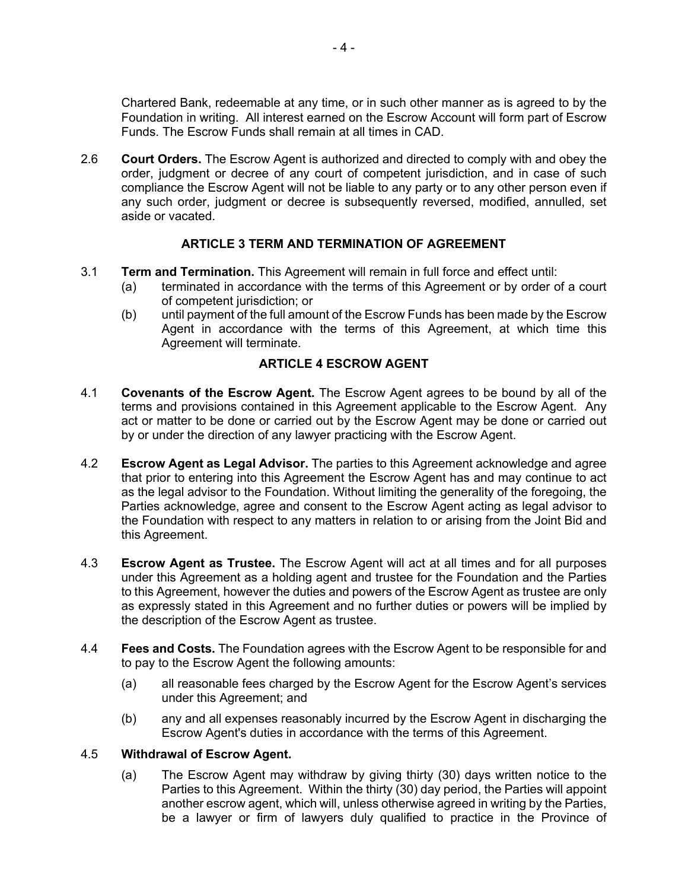Chartered Bank, redeemable at any time, or in such other manner as is agreed to by the Foundation in writing. All interest earned on the Escrow Account will form part of Escrow Funds. The Escrow Funds shall remain at all times in CAD.

2.6 **Court Orders.** The Escrow Agent is authorized and directed to comply with and obey the order, judgment or decree of any court of competent jurisdiction, and in case of such compliance the Escrow Agent will not be liable to any party or to any other person even if any such order, judgment or decree is subsequently reversed, modified, annulled, set aside or vacated.

## ARTICLE 3 TERM AND TERMINATION OF AGREEMENT

3.1 **Term and Termination.** This Agreement will remain in full force and effect until:

(a) terminated in accordance with the terms of this Agreement or by order of a court of competent jurisdiction; or

(b) until payment of the full amount of the Escrow Funds has been made by the Escrow Agent in accordance with the terms of this Agreement, at which time this Agreement will terminate.

## ARTICLE 4 ESCROW AGENT

4.1 **Covenants of the Escrow Agent.** The Escrow Agent agrees to be bound by all of the terms and provisions contained in this Agreement applicable to the Escrow Agent. Any act or matter to be done or carried out by the Escrow Agent may be done or carried out by or under the direction of any lawyer practicing with the Escrow Agent.

4.2 **Escrow Agent as Legal Advisor.** The parties to this Agreement acknowledge and agree that prior to entering into this Agreement the Escrow Agent has and may continue to act as the legal advisor to the Foundation. Without limiting the generality of the foregoing, the Parties acknowledge, agree and consent to the Escrow Agent acting as legal advisor to the Foundation with respect to any matters in relation to or arising from the Joint Bid and this Agreement.

4.3 **Escrow Agent as Trustee.** The Escrow Agent will act at all times and for all purposes under this Agreement as a holding agent and trustee for the Foundation and the Parties to this Agreement, however the duties and powers of the Escrow Agent as trustee are only as expressly stated in this Agreement and no further duties or powers will be implied by the description of the Escrow Agent as trustee.

4.4 **Fees and Costs.** The Foundation agrees with the Escrow Agent to be responsible for and to pay to the Escrow Agent the following amounts:

(a) all reasonable fees charged by the Escrow Agent for the Escrow Agent's services under this Agreement; and

(b) any and all expenses reasonably incurred by the Escrow Agent in discharging the Escrow Agent's duties in accordance with the terms of this Agreement.

4.5 **Withdrawal of Escrow Agent.**

(a) The Escrow Agent may withdraw by giving thirty (30) days written notice to the Parties to this Agreement. Within the thirty (30) day period, the Parties will appoint another escrow agent, which will, unless otherwise agreed in writing by the Parties, be a lawyer or firm of lawyers duly qualified to practice in the Province of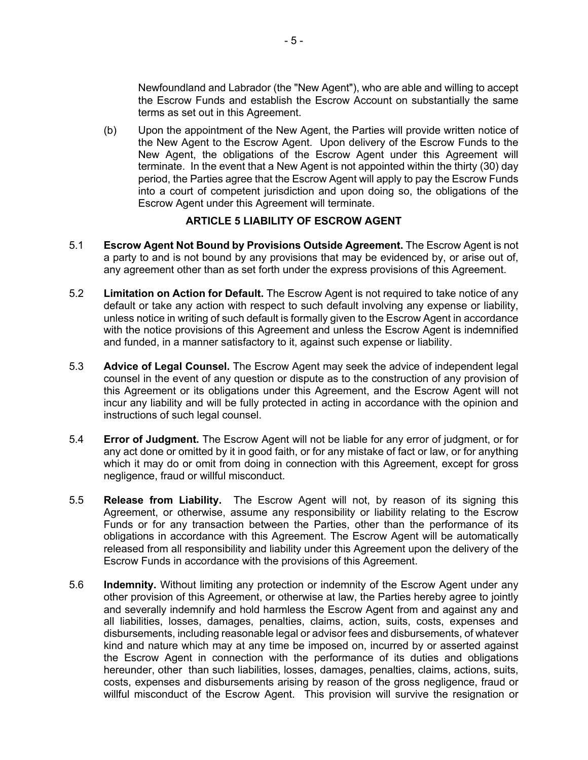Newfoundland and Labrador (the "New Agent"), who are able and willing to accept the Escrow Funds and establish the Escrow Account on substantially the same terms as set out in this Agreement.

(b) Upon the appointment of the New Agent, the Parties will provide written notice of the New Agent to the Escrow Agent. Upon delivery of the Escrow Funds to the New Agent, the obligations of the Escrow Agent under this Agreement will terminate. In the event that a New Agent is not appointed within the thirty (30) day period, the Parties agree that the Escrow Agent will apply to pay the Escrow Funds into a court of competent jurisdiction and upon doing so, the obligations of the Escrow Agent under this Agreement will terminate.

## ARTICLE 5 LIABILITY OF ESCROW AGENT

5.1 **Escrow Agent Not Bound by Provisions Outside Agreement.** The Escrow Agent is not a party to and is not bound by any provisions that may be evidenced by, or arise out of, any agreement other than as set forth under the express provisions of this Agreement.

5.2 **Limitation on Action for Default.** The Escrow Agent is not required to take notice of any default or take any action with respect to such default involving any expense or liability, unless notice in writing of such default is formally given to the Escrow Agent in accordance with the notice provisions of this Agreement and unless the Escrow Agent is indemnified and funded, in a manner satisfactory to it, against such expense or liability.

5.3 **Advice of Legal Counsel.** The Escrow Agent may seek the advice of independent legal counsel in the event of any question or dispute as to the construction of any provision of this Agreement or its obligations under this Agreement, and the Escrow Agent will not incur any liability and will be fully protected in acting in accordance with the opinion and instructions of such legal counsel.

5.4 **Error of Judgment.** The Escrow Agent will not be liable for any error of judgment, or for any act done or omitted by it in good faith, or for any mistake of fact or law, or for anything which it may do or omit from doing in connection with this Agreement, except for gross negligence, fraud or willful misconduct.

5.5 **Release from Liability.** The Escrow Agent will not, by reason of its signing this Agreement, or otherwise, assume any responsibility or liability relating to the Escrow Funds or for any transaction between the Parties, other than the performance of its obligations in accordance with this Agreement. The Escrow Agent will be automatically released from all responsibility and liability under this Agreement upon the delivery of the Escrow Funds in accordance with the provisions of this Agreement.

5.6 **Indemnity.** Without limiting any protection or indemnity of the Escrow Agent under any other provision of this Agreement, or otherwise at law, the Parties hereby agree to jointly and severally indemnify and hold harmless the Escrow Agent from and against any and all liabilities, losses, damages, penalties, claims, action, suits, costs, expenses and disbursements, including reasonable legal or advisor fees and disbursements, of whatever kind and nature which may at any time be imposed on, incurred by or asserted against the Escrow Agent in connection with the performance of its duties and obligations hereunder, other than such liabilities, losses, damages, penalties, claims, actions, suits, costs, expenses and disbursements arising by reason of the gross negligence, fraud or willful misconduct of the Escrow Agent. This provision will survive the resignation or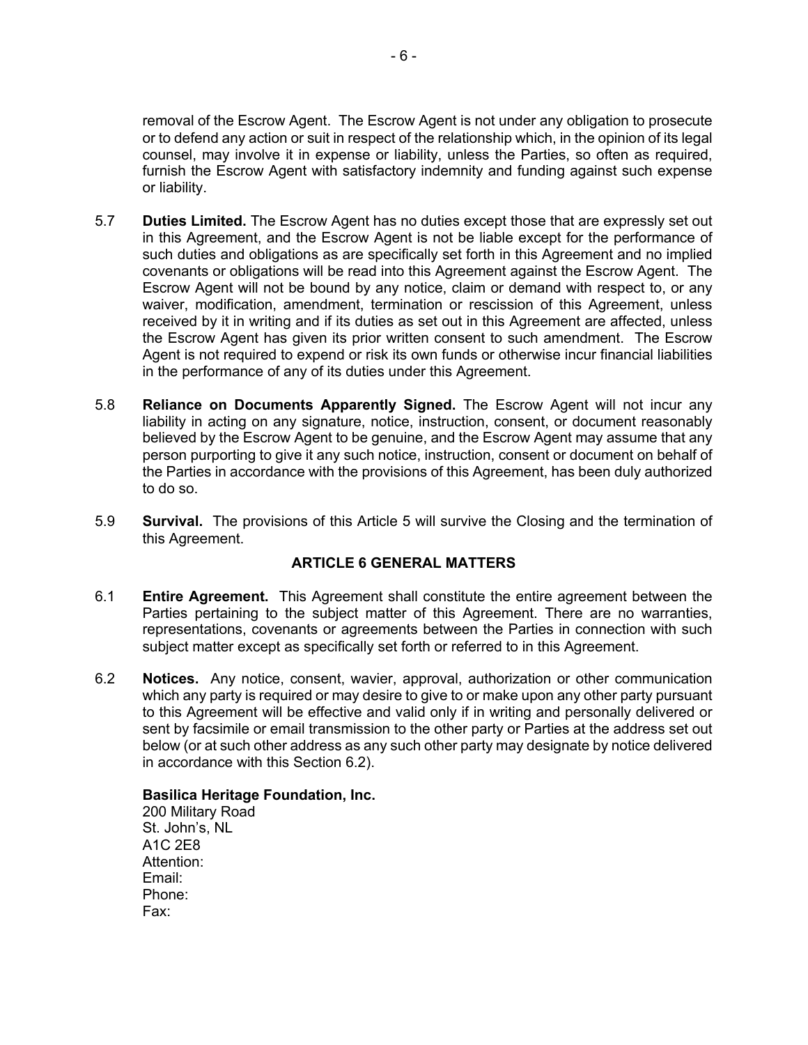removal of the Escrow Agent. The Escrow Agent is not under any obligation to prosecute or to defend any action or suit in respect of the relationship which, in the opinion of its legal counsel, may involve it in expense or liability, unless the Parties, so often as required, furnish the Escrow Agent with satisfactory indemnity and funding against such expense or liability.

5.7 **Duties Limited.** The Escrow Agent has no duties except those that are expressly set out in this Agreement, and the Escrow Agent is not be liable except for the performance of such duties and obligations as are specifically set forth in this Agreement and no implied covenants or obligations will be read into this Agreement against the Escrow Agent. The Escrow Agent will not be bound by any notice, claim or demand with respect to, or any waiver, modification, amendment, termination or rescission of this Agreement, unless received by it in writing and if its duties as set out in this Agreement are affected, unless the Escrow Agent has given its prior written consent to such amendment. The Escrow Agent is not required to expend or risk its own funds or otherwise incur financial liabilities in the performance of any of its duties under this Agreement.

5.8 **Reliance on Documents Apparently Signed.** The Escrow Agent will not incur any liability in acting on any signature, notice, instruction, consent, or document reasonably believed by the Escrow Agent to be genuine, and the Escrow Agent may assume that any person purporting to give it any such notice, instruction, consent or document on behalf of the Parties in accordance with the provisions of this Agreement, has been duly authorized to do so.

5.9 **Survival.** The provisions of this Article 5 will survive the Closing and the termination of this Agreement.

## ARTICLE 6 GENERAL MATTERS

6.1 **Entire Agreement.** This Agreement shall constitute the entire agreement between the Parties pertaining to the subject matter of this Agreement. There are no warranties, representations, covenants or agreements between the Parties in connection with such subject matter except as specifically set forth or referred to in this Agreement.

6.2 **Notices.** Any notice, consent, wavier, approval, authorization or other communication which any party is required or may desire to give to or make upon any other party pursuant to this Agreement will be effective and valid only if in writing and personally delivered or sent by facsimile or email transmission to the other party or Parties at the address set out below (or at such other address as any such other party may designate by notice delivered in accordance with this Section 6.2).

**Basilica Heritage Foundation, Inc.**
200 Military Road
St. John's, NL
A1C 2E8
Attention:
Email:
Phone:
Fax: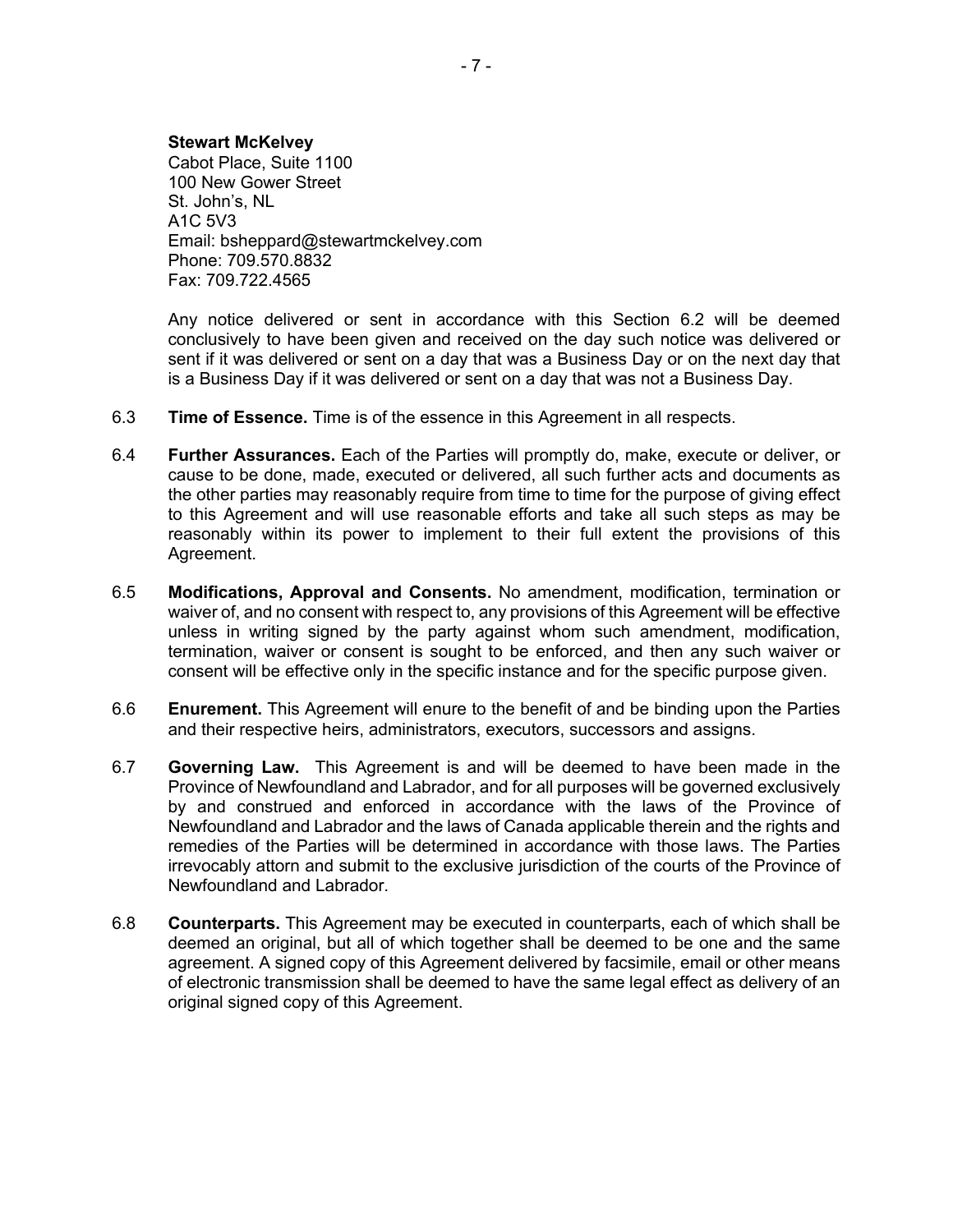**Stewart McKelvey**
Cabot Place, Suite 1100
100 New Gower Street
St. John's, NL
A1C 5V3
Email: bsheppard@stewartmckelvey.com
Phone: 709.570.8832
Fax: 709.722.4565

Any notice delivered or sent in accordance with this Section 6.2 will be deemed conclusively to have been given and received on the day such notice was delivered or sent if it was delivered or sent on a day that was a Business Day or on the next day that is a Business Day if it was delivered or sent on a day that was not a Business Day.

6.3 **Time of Essence.** Time is of the essence in this Agreement in all respects.

6.4 **Further Assurances.** Each of the Parties will promptly do, make, execute or deliver, or cause to be done, made, executed or delivered, all such further acts and documents as the other parties may reasonably require from time to time for the purpose of giving effect to this Agreement and will use reasonable efforts and take all such steps as may be reasonably within its power to implement to their full extent the provisions of this Agreement.

6.5 **Modifications, Approval and Consents.** No amendment, modification, termination or waiver of, and no consent with respect to, any provisions of this Agreement will be effective unless in writing signed by the party against whom such amendment, modification, termination, waiver or consent is sought to be enforced, and then any such waiver or consent will be effective only in the specific instance and for the specific purpose given.

6.6 **Enurement.** This Agreement will enure to the benefit of and be binding upon the Parties and their respective heirs, administrators, executors, successors and assigns.

6.7 **Governing Law.** This Agreement is and will be deemed to have been made in the Province of Newfoundland and Labrador, and for all purposes will be governed exclusively by and construed and enforced in accordance with the laws of the Province of Newfoundland and Labrador and the laws of Canada applicable therein and the rights and remedies of the Parties will be determined in accordance with those laws. The Parties irrevocably attorn and submit to the exclusive jurisdiction of the courts of the Province of Newfoundland and Labrador.

6.8 **Counterparts.** This Agreement may be executed in counterparts, each of which shall be deemed an original, but all of which together shall be deemed to be one and the same agreement. A signed copy of this Agreement delivered by facsimile, email or other means of electronic transmission shall be deemed to have the same legal effect as delivery of an original signed copy of this Agreement.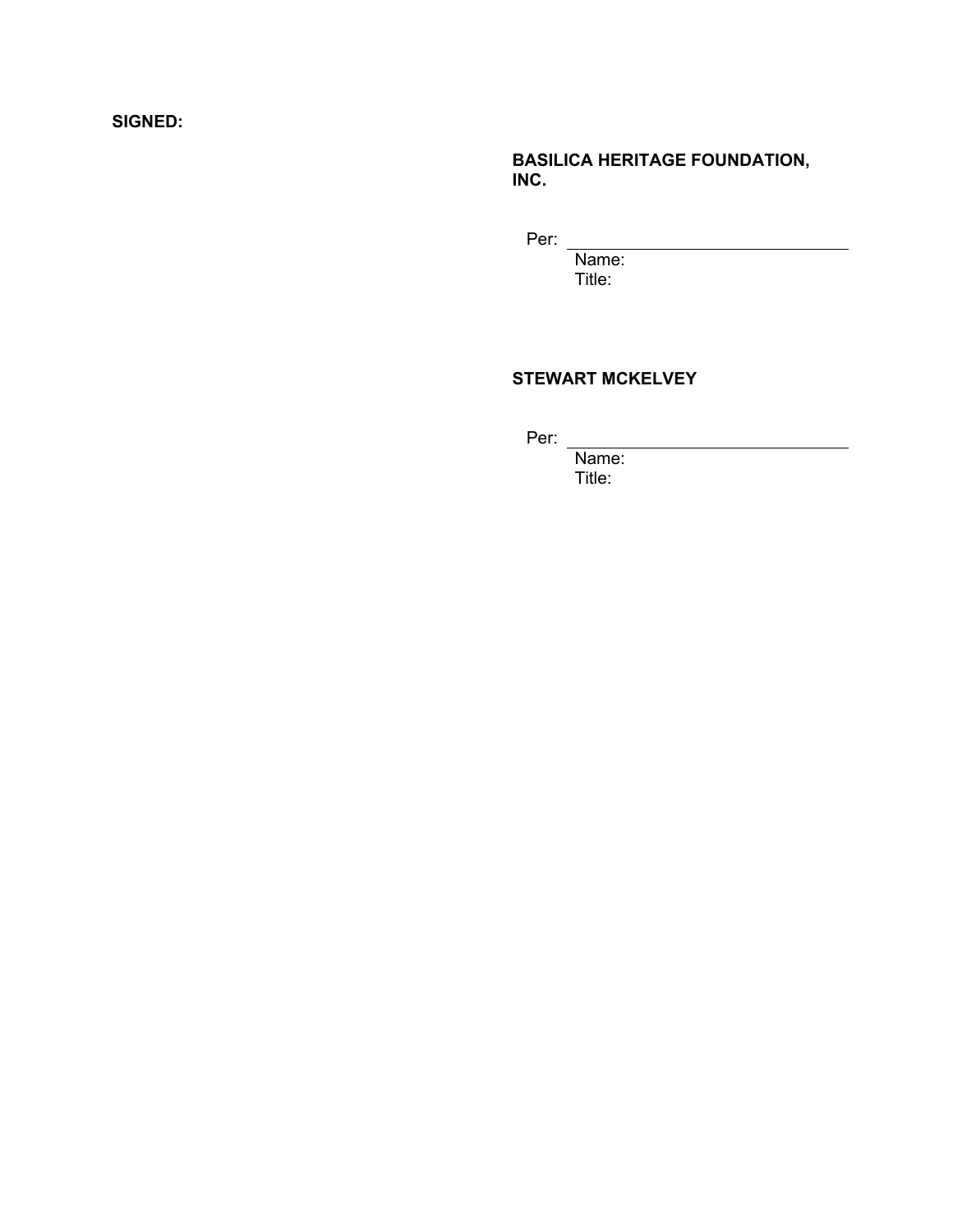**SIGNED:**

**BASILICA HERITAGE FOUNDATION, INC.**

Per: \_\_\_\_\_\_\_\_\_\_\_\_\_\_\_\_\_\_\_\_\_\_\_\_\_\_\_\_\_\_

Name:

Title:

**STEWART MCKELVEY**

Per: \_\_\_\_\_\_\_\_\_\_\_\_\_\_\_\_\_\_\_\_\_\_\_\_\_\_\_\_\_\_

Name:

Title: